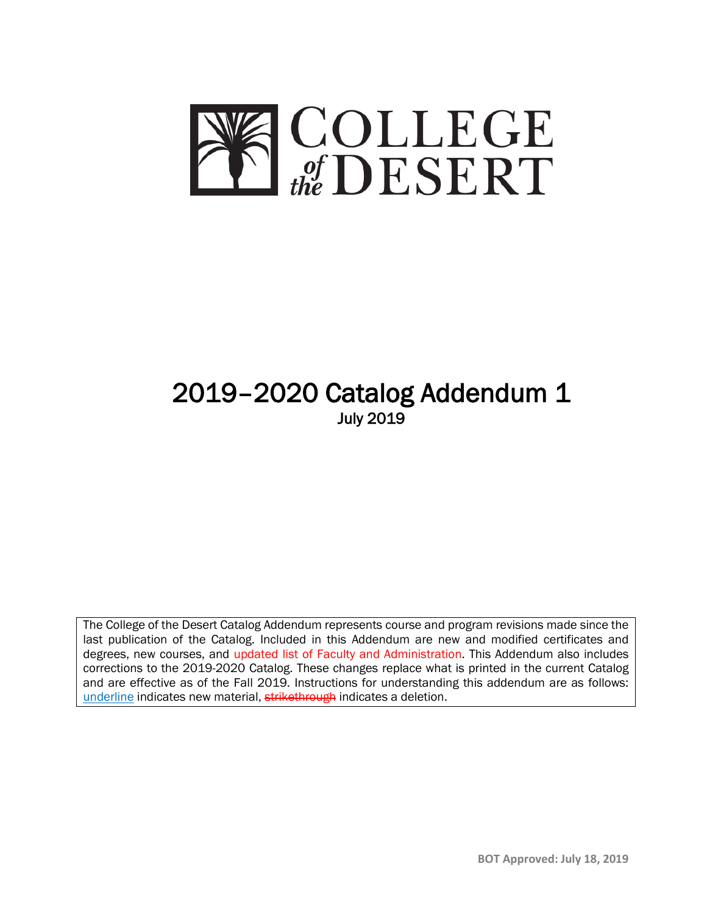# COLLEGE of the DESERT

# 2019–2020 Catalog Addendum 1

July 2019

The College of the Desert Catalog Addendum represents course and program revisions made since the last publication of the Catalog. Included in this Addendum are new and modified certificates and degrees, new courses, and updated list of Faculty and Administration. This Addendum also includes corrections to the 2019-2020 Catalog. These changes replace what is printed in the current Catalog and are effective as of the Fall 2019. Instructions for understanding this addendum are as follows: underline indicates new material, ~~strikethrough~~ indicates a deletion.

**BOT Approved: July 18, 2019**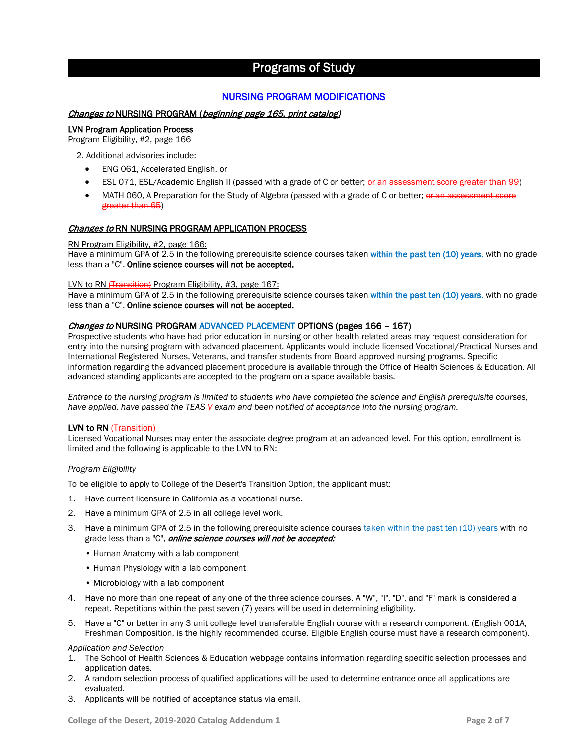# Programs of Study

## NURSING PROGRAM MODIFICATIONS

### *Changes to* NURSING PROGRAM (*beginning page 165, print catalog*)

**LVN Program Application Process**
Program Eligibility, #2, page 166

2. Additional advisories include:
   - ENG 061, Accelerated English, or
   - ESL 071, ESL/Academic English II (passed with a grade of C or better; ~~or an assessment score greater than 99~~)
   - MATH 060, A Preparation for the Study of Algebra (passed with a grade of C or better; ~~or an assessment score greater than 65~~)

### *Changes to* RN NURSING PROGRAM APPLICATION PROCESS

RN Program Eligibility, #2, page 166:
Have a minimum GPA of 2.5 in the following prerequisite science courses taken **within the past ten (10) years**, with no grade less than a "C". **Online science courses will not be accepted.**

LVN to RN ~~(Transition)~~ Program Eligibility, #3, page 167:
Have a minimum GPA of 2.5 in the following prerequisite science courses taken **within the past ten (10) years**, with no grade less than a "C". **Online science courses will not be accepted.**

### *Changes to* NURSING PROGRAM ADVANCED PLACEMENT OPTIONS (pages 166 – 167)

Prospective students who have had prior education in nursing or other health related areas may request consideration for entry into the nursing program with advanced placement. Applicants would include licensed Vocational/Practical Nurses and International Registered Nurses, Veterans, and transfer students from Board approved nursing programs. Specific information regarding the advanced placement procedure is available through the Office of Health Sciences & Education. All advanced standing applicants are accepted to the program on a space available basis.

*Entrance to the nursing program is limited to students who have completed the science and English prerequisite courses, have applied, have passed the TEAS ~~V~~ exam and been notified of acceptance into the nursing program.*

**LVN to RN** ~~(Transition)~~
Licensed Vocational Nurses may enter the associate degree program at an advanced level. For this option, enrollment is limited and the following is applicable to the LVN to RN:

*Program Eligibility*

To be eligible to apply to College of the Desert's Transition Option, the applicant must:

1. Have current licensure in California as a vocational nurse.
2. Have a minimum GPA of 2.5 in all college level work.
3. Have a minimum GPA of 2.5 in the following prerequisite science courses taken within the past ten (10) years with no grade less than a "C", ***online science courses will not be accepted:***
   - Human Anatomy with a lab component
   - Human Physiology with a lab component
   - Microbiology with a lab component
4. Have no more than one repeat of any one of the three science courses. A "W", "I", "D", and "F" mark is considered a repeat. Repetitions within the past seven (7) years will be used in determining eligibility.
5. Have a "C" or better in any 3 unit college level transferable English course with a research component. (English 001A, Freshman Composition, is the highly recommended course. Eligible English course must have a research component).

*Application and Selection*

1. The School of Health Sciences & Education webpage contains information regarding specific selection processes and application dates.
2. A random selection process of qualified applications will be used to determine entrance once all applications are evaluated.
3. Applicants will be notified of acceptance status via email.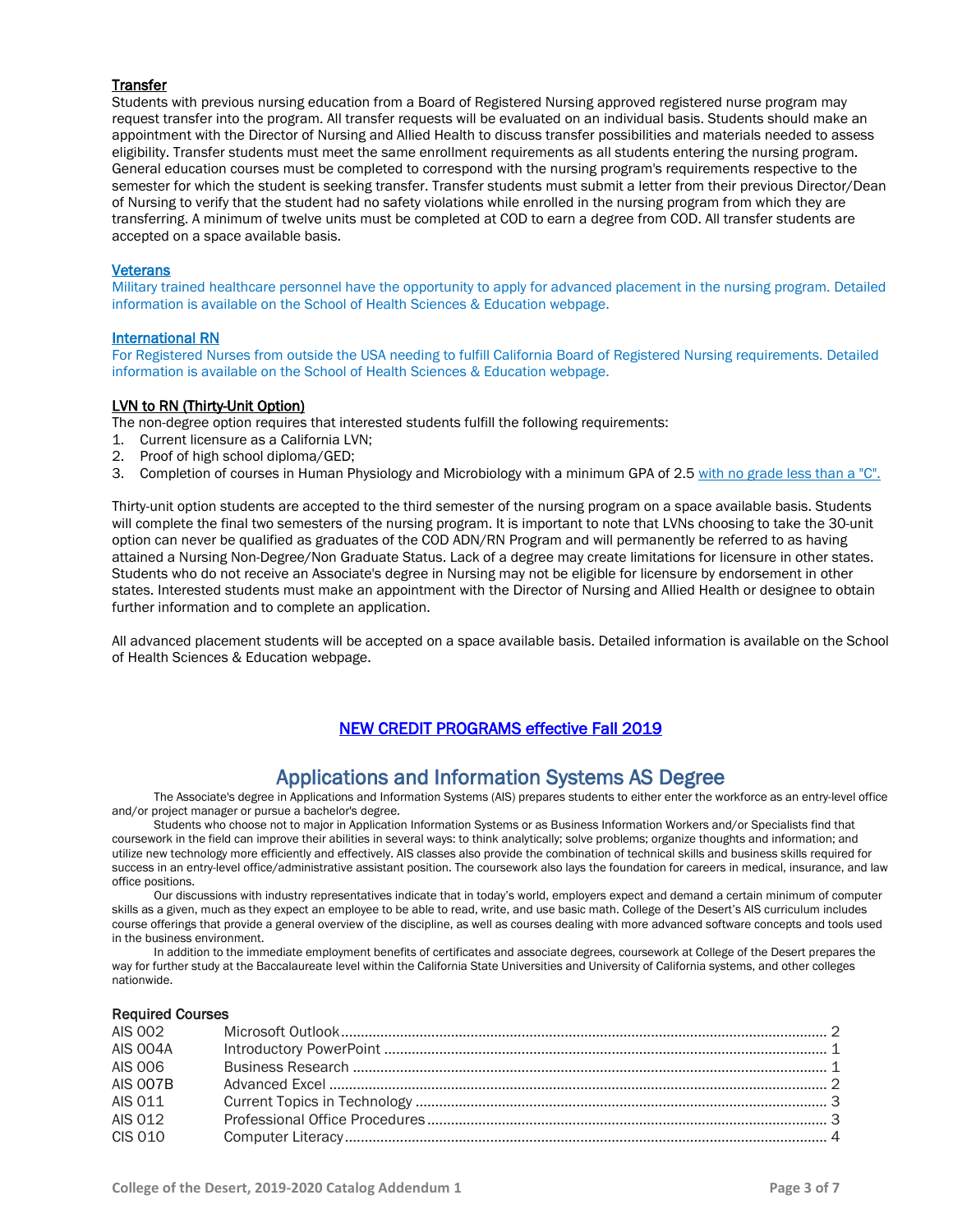**Transfer**

Students with previous nursing education from a Board of Registered Nursing approved registered nurse program may request transfer into the program. All transfer requests will be evaluated on an individual basis. Students should make an appointment with the Director of Nursing and Allied Health to discuss transfer possibilities and materials needed to assess eligibility. Transfer students must meet the same enrollment requirements as all students entering the nursing program. General education courses must be completed to correspond with the nursing program's requirements respective to the semester for which the student is seeking transfer. Transfer students must submit a letter from their previous Director/Dean of Nursing to verify that the student had no safety violations while enrolled in the nursing program from which they are transferring. A minimum of twelve units must be completed at COD to earn a degree from COD. All transfer students are accepted on a space available basis.

**Veterans**

Military trained healthcare personnel have the opportunity to apply for advanced placement in the nursing program. Detailed information is available on the School of Health Sciences & Education webpage.

**International RN**

For Registered Nurses from outside the USA needing to fulfill California Board of Registered Nursing requirements. Detailed information is available on the School of Health Sciences & Education webpage.

**LVN to RN (Thirty-Unit Option)**

The non-degree option requires that interested students fulfill the following requirements:

1. Current licensure as a California LVN;
2. Proof of high school diploma/GED;
3. Completion of courses in Human Physiology and Microbiology with a minimum GPA of 2.5 with no grade less than a "C".

Thirty-unit option students are accepted to the third semester of the nursing program on a space available basis. Students will complete the final two semesters of the nursing program. It is important to note that LVNs choosing to take the 30-unit option can never be qualified as graduates of the COD ADN/RN Program and will permanently be referred to as having attained a Nursing Non-Degree/Non Graduate Status. Lack of a degree may create limitations for licensure in other states. Students who do not receive an Associate's degree in Nursing may not be eligible for licensure by endorsement in other states. Interested students must make an appointment with the Director of Nursing and Allied Health or designee to obtain further information and to complete an application.

All advanced placement students will be accepted on a space available basis. Detailed information is available on the School of Health Sciences & Education webpage.

## NEW CREDIT PROGRAMS effective Fall 2019

# Applications and Information Systems AS Degree

The Associate's degree in Applications and Information Systems (AIS) prepares students to either enter the workforce as an entry-level office and/or project manager or pursue a bachelor's degree.

Students who choose not to major in Application Information Systems or as Business Information Workers and/or Specialists find that coursework in the field can improve their abilities in several ways: to think analytically; solve problems; organize thoughts and information; and utilize new technology more efficiently and effectively. AIS classes also provide the combination of technical skills and business skills required for success in an entry-level office/administrative assistant position. The coursework also lays the foundation for careers in medical, insurance, and law office positions.

Our discussions with industry representatives indicate that in today's world, employers expect and demand a certain minimum of computer skills as a given, much as they expect an employee to be able to read, write, and use basic math. College of the Desert's AIS curriculum includes course offerings that provide a general overview of the discipline, as well as courses dealing with more advanced software concepts and tools used in the business environment.

In addition to the immediate employment benefits of certificates and associate degrees, coursework at College of the Desert prepares the way for further study at the Baccalaureate level within the California State Universities and University of California systems, and other colleges nationwide.

**Required Courses**

| Course | Title | Units |
|---|---|---|
| AIS 002 | Microsoft Outlook | 2 |
| AIS 004A | Introductory PowerPoint | 1 |
| AIS 006 | Business Research | 1 |
| AIS 007B | Advanced Excel | 2 |
| AIS 011 | Current Topics in Technology | 3 |
| AIS 012 | Professional Office Procedures | 3 |
| CIS 010 | Computer Literacy | 4 |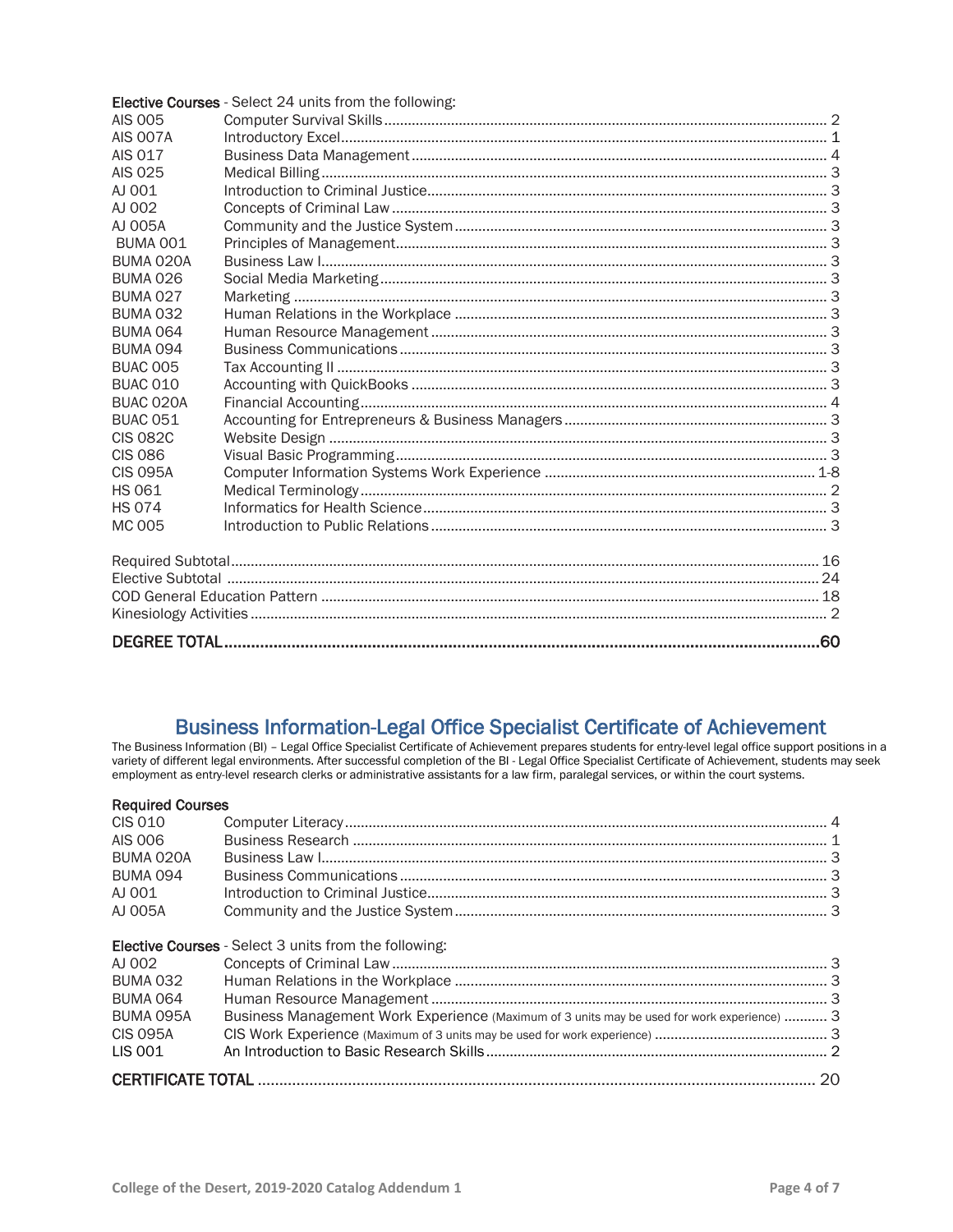**Elective Courses** - Select 24 units from the following:

| Course | Title | Units |
|---|---|---|
| AIS 005 | Computer Survival Skills | 2 |
| AIS 007A | Introductory Excel | 1 |
| AIS 017 | Business Data Management | 4 |
| AIS 025 | Medical Billing | 3 |
| AJ 001 | Introduction to Criminal Justice | 3 |
| AJ 002 | Concepts of Criminal Law | 3 |
| AJ 005A | Community and the Justice System | 3 |
| BUMA 001 | Principles of Management | 3 |
| BUMA 020A | Business Law I | 3 |
| BUMA 026 | Social Media Marketing | 3 |
| BUMA 027 | Marketing | 3 |
| BUMA 032 | Human Relations in the Workplace | 3 |
| BUMA 064 | Human Resource Management | 3 |
| BUMA 094 | Business Communications | 3 |
| BUAC 005 | Tax Accounting II | 3 |
| BUAC 010 | Accounting with QuickBooks | 3 |
| BUAC 020A | Financial Accounting | 4 |
| BUAC 051 | Accounting for Entrepreneurs & Business Managers | 3 |
| CIS 082C | Website Design | 3 |
| CIS 086 | Visual Basic Programming | 3 |
| CIS 095A | Computer Information Systems Work Experience | 1-8 |
| HS 061 | Medical Terminology | 2 |
| HS 074 | Informatics for Health Science | 3 |
| MC 005 | Introduction to Public Relations | 3 |

| | |
|---|---|
| Required Subtotal | 16 |
| Elective Subtotal | 24 |
| COD General Education Pattern | 18 |
| Kinesiology Activities | 2 |
| **DEGREE TOTAL** | **60** |

## Business Information-Legal Office Specialist Certificate of Achievement

The Business Information (BI) – Legal Office Specialist Certificate of Achievement prepares students for entry-level legal office support positions in a variety of different legal environments. After successful completion of the BI - Legal Office Specialist Certificate of Achievement, students may seek employment as entry-level research clerks or administrative assistants for a law firm, paralegal services, or within the court systems.

**Required Courses**

| Course | Title | Units |
|---|---|---|
| CIS 010 | Computer Literacy | 4 |
| AIS 006 | Business Research | 1 |
| BUMA 020A | Business Law I | 3 |
| BUMA 094 | Business Communications | 3 |
| AJ 001 | Introduction to Criminal Justice | 3 |
| AJ 005A | Community and the Justice System | 3 |

**Elective Courses** - Select 3 units from the following:

| Course | Title | Units |
|---|---|---|
| AJ 002 | Concepts of Criminal Law | 3 |
| BUMA 032 | Human Relations in the Workplace | 3 |
| BUMA 064 | Human Resource Management | 3 |
| BUMA 095A | Business Management Work Experience (Maximum of 3 units may be used for work experience) | 3 |
| CIS 095A | CIS Work Experience (Maximum of 3 units may be used for work experience) | 3 |
| LIS 001 | An Introduction to Basic Research Skills | 2 |

**CERTIFICATE TOTAL** ... 20

College of the Desert, 2019-2020 Catalog Addendum 1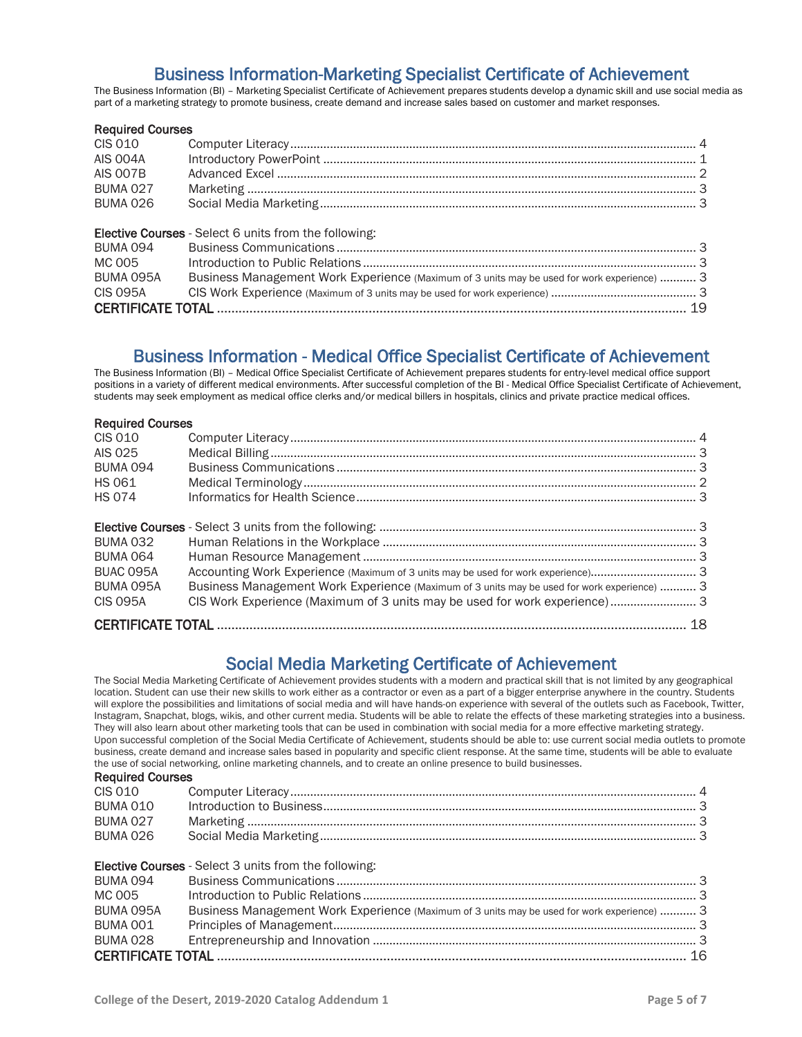## Business Information-Marketing Specialist Certificate of Achievement

The Business Information (BI) – Marketing Specialist Certificate of Achievement prepares students develop a dynamic skill and use social media as part of a marketing strategy to promote business, create demand and increase sales based on customer and market responses.

**Required Courses**

| Course | Title | Units |
|---|---|---|
| CIS 010 | Computer Literacy | 4 |
| AIS 004A | Introductory PowerPoint | 1 |
| AIS 007B | Advanced Excel | 2 |
| BUMA 027 | Marketing | 3 |
| BUMA 026 | Social Media Marketing | 3 |

**Elective Courses** - Select 6 units from the following:

| Course | Title | Units |
|---|---|---|
| BUMA 094 | Business Communications | 3 |
| MC 005 | Introduction to Public Relations | 3 |
| BUMA 095A | Business Management Work Experience (Maximum of 3 units may be used for work experience) | 3 |
| CIS 095A | CIS Work Experience (Maximum of 3 units may be used for work experience) | 3 |
| **CERTIFICATE TOTAL** | | 19 |

## Business Information - Medical Office Specialist Certificate of Achievement

The Business Information (BI) – Medical Office Specialist Certificate of Achievement prepares students for entry-level medical office support positions in a variety of different medical environments. After successful completion of the BI - Medical Office Specialist Certificate of Achievement, students may seek employment as medical office clerks and/or medical billers in hospitals, clinics and private practice medical offices.

**Required Courses**

| Course | Title | Units |
|---|---|---|
| CIS 010 | Computer Literacy | 4 |
| AIS 025 | Medical Billing | 3 |
| BUMA 094 | Business Communications | 3 |
| HS 061 | Medical Terminology | 2 |
| HS 074 | Informatics for Health Science | 3 |

**Elective Courses** - Select 3 units from the following: 3

| Course | Title | Units |
|---|---|---|
| BUMA 032 | Human Relations in the Workplace | 3 |
| BUMA 064 | Human Resource Management | 3 |
| BUAC 095A | Accounting Work Experience (Maximum of 3 units may be used for work experience) | 3 |
| BUMA 095A | Business Management Work Experience (Maximum of 3 units may be used for work experience) | 3 |
| CIS 095A | CIS Work Experience (Maximum of 3 units may be used for work experience) | 3 |
| **CERTIFICATE TOTAL** | | 18 |

## Social Media Marketing Certificate of Achievement

The Social Media Marketing Certificate of Achievement provides students with a modern and practical skill that is not limited by any geographical location. Student can use their new skills to work either as a contractor or even as a part of a bigger enterprise anywhere in the country. Students will explore the possibilities and limitations of social media and will have hands-on experience with several of the outlets such as Facebook, Twitter, Instagram, Snapchat, blogs, wikis, and other current media. Students will be able to relate the effects of these marketing strategies into a business. They will also learn about other marketing tools that can be used in combination with social media for a more effective marketing strategy.
Upon successful completion of the Social Media Certificate of Achievement, students should be able to: use current social media outlets to promote business, create demand and increase sales based in popularity and specific client response. At the same time, students will be able to evaluate the use of social networking, online marketing channels, and to create an online presence to build businesses.

**Required Courses**

| Course | Title | Units |
|---|---|---|
| CIS 010 | Computer Literacy | 4 |
| BUMA 010 | Introduction to Business | 3 |
| BUMA 027 | Marketing | 3 |
| BUMA 026 | Social Media Marketing | 3 |

**Elective Courses** - Select 3 units from the following:

| Course | Title | Units |
|---|---|---|
| BUMA 094 | Business Communications | 3 |
| MC 005 | Introduction to Public Relations | 3 |
| BUMA 095A | Business Management Work Experience (Maximum of 3 units may be used for work experience) | 3 |
| BUMA 001 | Principles of Management | 3 |
| BUMA 028 | Entrepreneurship and Innovation | 3 |
| **CERTIFICATE TOTAL** | | 16 |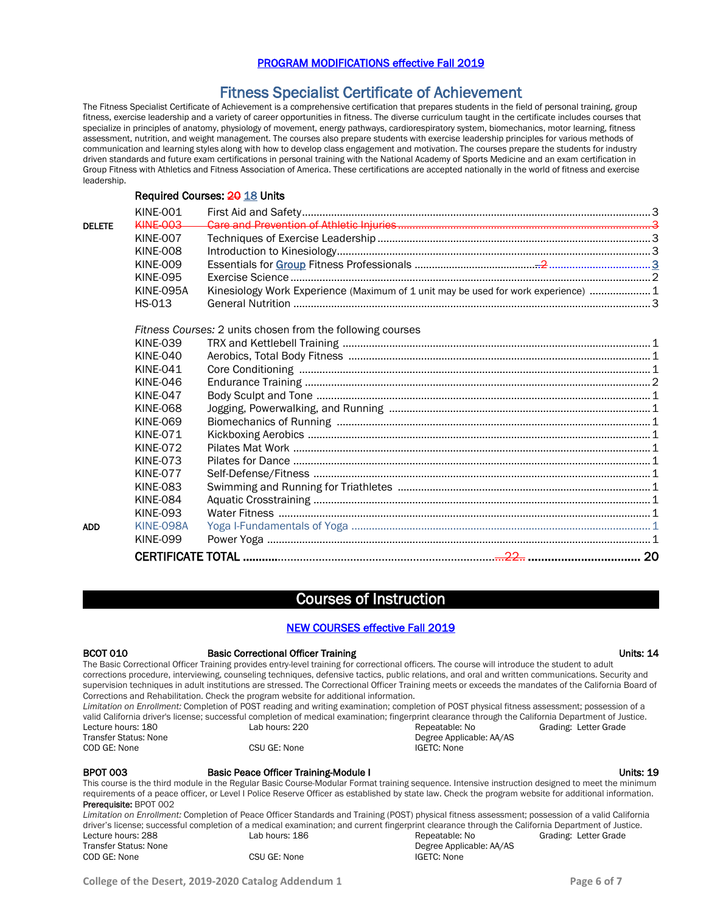PROGRAM MODIFICATIONS effective Fall 2019

## Fitness Specialist Certificate of Achievement

The Fitness Specialist Certificate of Achievement is a comprehensive certification that prepares students in the field of personal training, group fitness, exercise leadership and a variety of career opportunities in fitness. The diverse curriculum taught in the certificate includes courses that specialize in principles of anatomy, physiology of movement, energy pathways, cardiorespiratory system, biomechanics, motor learning, fitness assessment, nutrition, and weight management. The courses also prepare students with exercise leadership principles for various methods of communication and learning styles along with how to develop class engagement and motivation. The courses prepare the students for industry driven standards and future exam certifications in personal training with the National Academy of Sports Medicine and an exam certification in Group Fitness with Athletics and Fitness Association of America. These certifications are accepted nationally in the world of fitness and exercise leadership.

**Required Courses: ~~20~~ 18 Units**

| | Course | Title | Units |
|---|---|---|---|
| | KINE-001 | First Aid and Safety | 3 |
| DELETE | ~~KINE-003~~ | ~~Care and Prevention of Athletic Injuries~~ | ~~3~~ |
| | KINE-007 | Techniques of Exercise Leadership | 3 |
| | KINE-008 | Introduction to Kinesiology | 3 |
| | KINE-009 | Essentials for Group Fitness Professionals | ~~2~~ 3 |
| | KINE-095 | Exercise Science | 2 |
| | KINE-095A | Kinesiology Work Experience (Maximum of 1 unit may be used for work experience) | 1 |
| | HS-013 | General Nutrition | 3 |

*Fitness Courses:* 2 units chosen from the following courses

| | Course | Title | Units |
|---|---|---|---|
| | KINE-039 | TRX and Kettlebell Training | 1 |
| | KINE-040 | Aerobics, Total Body Fitness | 1 |
| | KINE-041 | Core Conditioning | 1 |
| | KINE-046 | Endurance Training | 2 |
| | KINE-047 | Body Sculpt and Tone | 1 |
| | KINE-068 | Jogging, Powerwalking, and Running | 1 |
| | KINE-069 | Biomechanics of Running | 1 |
| | KINE-071 | Kickboxing Aerobics | 1 |
| | KINE-072 | Pilates Mat Work | 1 |
| | KINE-073 | Pilates for Dance | 1 |
| | KINE-077 | Self-Defense/Fitness | 1 |
| | KINE-083 | Swimming and Running for Triathletes | 1 |
| | KINE-084 | Aquatic Crosstraining | 1 |
| | KINE-093 | Water Fitness | 1 |
| ADD | KINE-098A | Yoga I-Fundamentals of Yoga | 1 |
| | KINE-099 | Power Yoga | 1 |

**CERTIFICATE TOTAL** ~~22~~ **20**

# Courses of Instruction

NEW COURSES effective Fall 2019

**BCOT 010 Basic Correctional Officer Training Units: 14**

The Basic Correctional Officer Training provides entry-level training for correctional officers. The course will introduce the student to adult corrections procedure, interviewing, counseling techniques, defensive tactics, public relations, and oral and written communications. Security and supervision techniques in adult institutions are stressed. The Correctional Officer Training meets or exceeds the mandates of the California Board of Corrections and Rehabilitation. Check the program website for additional information.

*Limitation on Enrollment:* Completion of POST reading and writing examination; completion of POST physical fitness assessment; possession of a valid California driver's license; successful completion of medical examination; fingerprint clearance through the California Department of Justice.

Lecture hours: 180 | Lab hours: 220 | Repeatable: No | Grading: Letter Grade
Transfer Status: None | Degree Applicable: AA/AS
COD GE: None | CSU GE: None | IGETC: None

**BPOT 003 Basic Peace Officer Training-Module I Units: 19**

This course is the third module in the Regular Basic Course-Modular Format training sequence. Intensive instruction designed to meet the minimum requirements of a peace officer, or Level I Police Reserve Officer as established by state law. Check the program website for additional information.

**Prerequisite:** BPOT 002

*Limitation on Enrollment:* Completion of Peace Officer Standards and Training (POST) physical fitness assessment; possession of a valid California driver's license; successful completion of a medical examination; and current fingerprint clearance through the California Department of Justice.

Lecture hours: 288 | Lab hours: 186 | Repeatable: No | Grading: Letter Grade
Transfer Status: None | Degree Applicable: AA/AS
COD GE: None | CSU GE: None | IGETC: None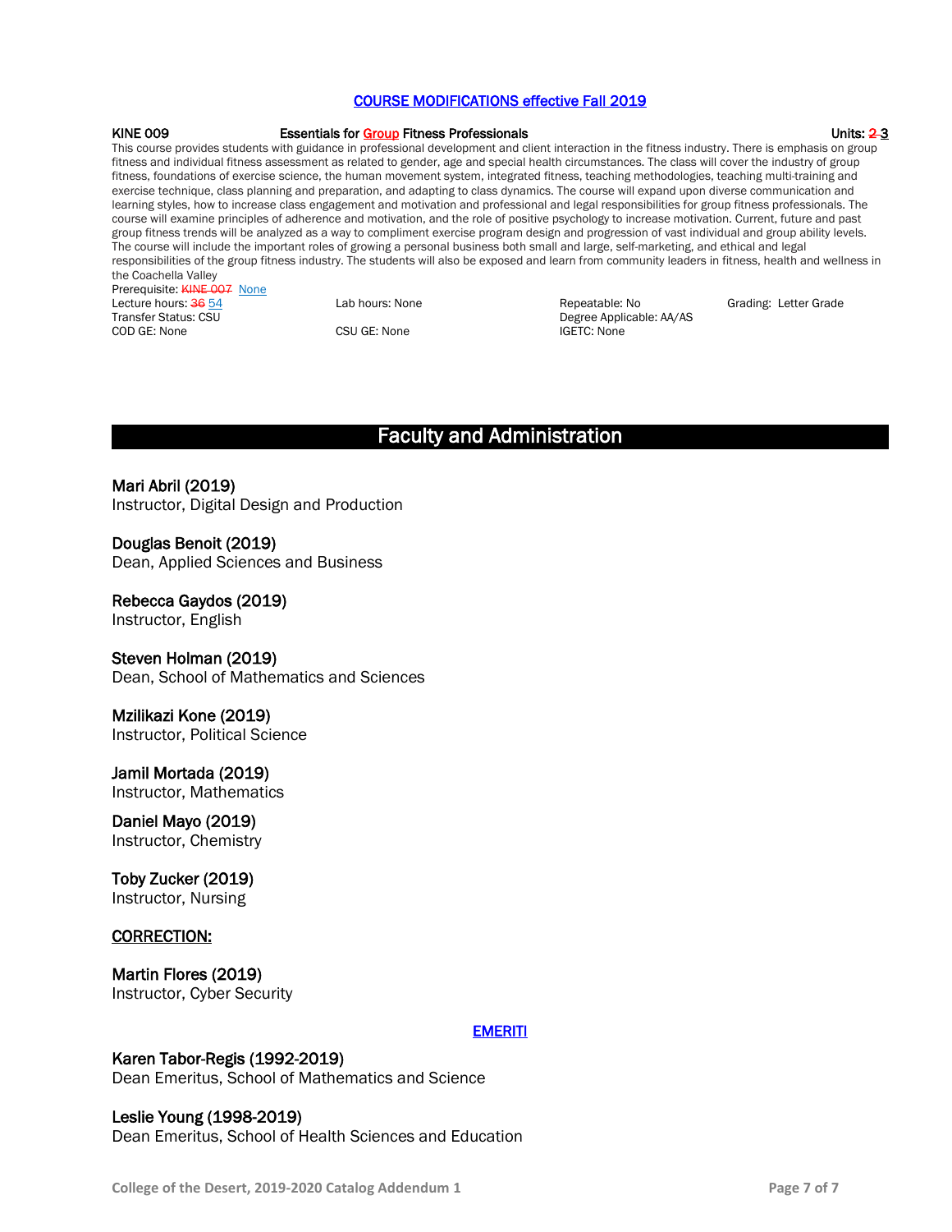## COURSE MODIFICATIONS effective Fall 2019

**KINE 009 Essentials for Group Fitness Professionals Units: ~~2~~ 3**

This course provides students with guidance in professional development and client interaction in the fitness industry. There is emphasis on group fitness and individual fitness assessment as related to gender, age and special health circumstances. The class will cover the industry of group fitness, foundations of exercise science, the human movement system, integrated fitness, teaching methodologies, teaching multi-training and exercise technique, class planning and preparation, and adapting to class dynamics. The course will expand upon diverse communication and learning styles, how to increase class engagement and motivation and professional and legal responsibilities for group fitness professionals. The course will examine principles of adherence and motivation, and the role of positive psychology to increase motivation. Current, future and past group fitness trends will be analyzed as a way to compliment exercise program design and progression of vast individual and group ability levels. The course will include the important roles of growing a personal business both small and large, self-marketing, and ethical and legal responsibilities of the group fitness industry. The students will also be exposed and learn from community leaders in fitness, health and wellness in the Coachella Valley

Prerequisite: ~~KINE 007~~ None

| | | | |
|---|---|---|---|
| Lecture hours: ~~36~~ 54 | Lab hours: None | Repeatable: No | Grading: Letter Grade |
| Transfer Status: CSU | | Degree Applicable: AA/AS | |
| COD GE: None | CSU GE: None | IGETC: None | |

# Faculty and Administration

**Mari Abril (2019)**
Instructor, Digital Design and Production

**Douglas Benoit (2019)**
Dean, Applied Sciences and Business

**Rebecca Gaydos (2019)**
Instructor, English

**Steven Holman (2019)**
Dean, School of Mathematics and Sciences

**Mzilikazi Kone (2019)**
Instructor, Political Science

**Jamil Mortada (2019)**
Instructor, Mathematics

**Daniel Mayo (2019)**
Instructor, Chemistry

**Toby Zucker (2019)**
Instructor, Nursing

### CORRECTION:

**Martin Flores (2019)**
Instructor, Cyber Security

### EMERITI

**Karen Tabor-Regis (1992-2019)**
Dean Emeritus, School of Mathematics and Science

**Leslie Young (1998-2019)**
Dean Emeritus, School of Health Sciences and Education